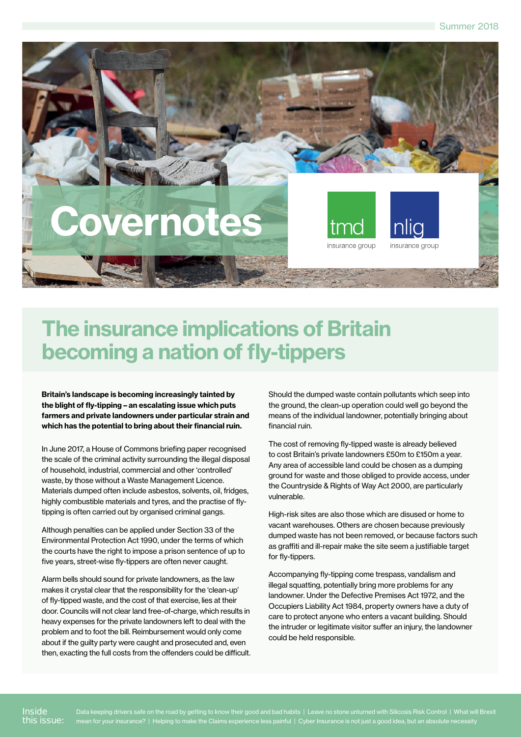Summer 2018

# Covernotes

tmd insurance group

nlig insurance group

## The insurance implications of Britain becoming a nation of fly-tippers

**Britain's landscape is becoming increasingly tainted by the blight of fly-tipping – an escalating issue which puts farmers and private landowners under particular strain and which has the potential to bring about their financial ruin.**

In June 2017, a House of Commons briefing paper recognised the scale of the criminal activity surrounding the illegal disposal of household, industrial, commercial and other 'controlled' waste, by those without a Waste Management Licence. Materials dumped often include asbestos, solvents, oil, fridges, highly combustible materials and tyres, and the practise of fly-tipping is often carried out by organised criminal gangs.

Although penalties can be applied under Section 33 of the Environmental Protection Act 1990, under the terms of which the courts have the right to impose a prison sentence of up to five years, street-wise fly-tippers are often never caught.

Alarm bells should sound for private landowners, as the law makes it crystal clear that the responsibility for the 'clean-up' of fly-tipped waste, and the cost of that exercise, lies at their door. Councils will not clear land free-of-charge, which results in heavy expenses for the private landowners left to deal with the problem and to foot the bill. Reimbursement would only come about if the guilty party were caught and prosecuted and, even then, exacting the full costs from the offenders could be difficult.

Should the dumped waste contain pollutants which seep into the ground, the clean-up operation could well go beyond the means of the individual landowner, potentially bringing about financial ruin.

The cost of removing fly-tipped waste is already believed to cost Britain's private landowners £50m to £150m a year. Any area of accessible land could be chosen as a dumping ground for waste and those obliged to provide access, under the Countryside & Rights of Way Act 2000, are particularly vulnerable.

High-risk sites are also those which are disused or home to vacant warehouses. Others are chosen because previously dumped waste has not been removed, or because factors such as graffiti and ill-repair make the site seem a justifiable target for fly-tippers.

Accompanying fly-tipping come trespass, vandalism and illegal squatting, potentially bring more problems for any landowner. Under the Defective Premises Act 1972, and the Occupiers Liability Act 1984, property owners have a duty of care to protect anyone who enters a vacant building. Should the intruder or legitimate visitor suffer an injury, the landowner could be held responsible.

**Inside this issue:** Data keeping drivers safe on the road by getting to know their good and bad habits | Leave no stone unturned with Silicosis Risk Control | What will Brexit mean for your insurance? | Helping to make the Claims experience less painful | Cyber Insurance is not just a good idea, but an absolute necessity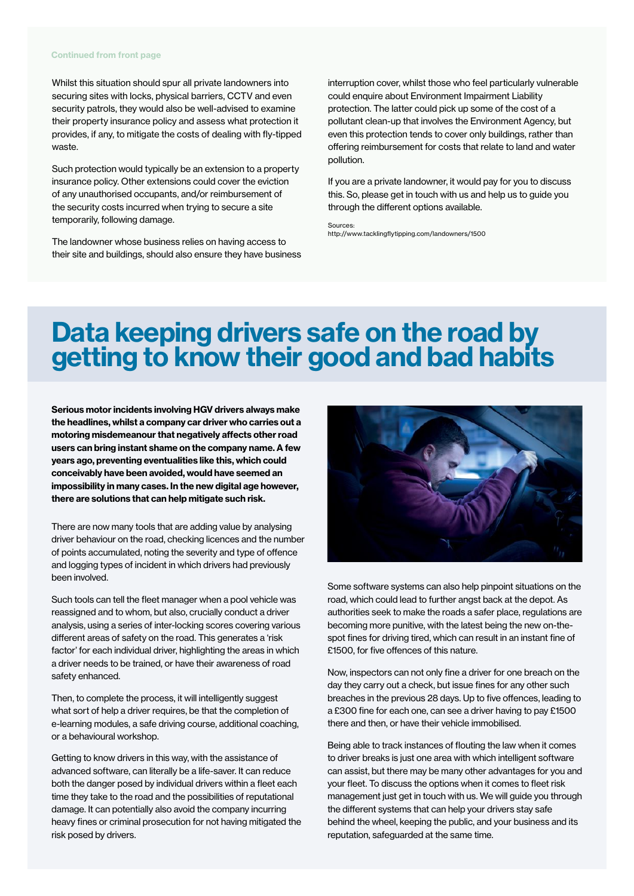Continued from front page

Whilst this situation should spur all private landowners into securing sites with locks, physical barriers, CCTV and even security patrols, they would also be well-advised to examine their property insurance policy and assess what protection it provides, if any, to mitigate the costs of dealing with fly-tipped waste.

Such protection would typically be an extension to a property insurance policy. Other extensions could cover the eviction of any unauthorised occupants, and/or reimbursement of the security costs incurred when trying to secure a site temporarily, following damage.

The landowner whose business relies on having access to their site and buildings, should also ensure they have business interruption cover, whilst those who feel particularly vulnerable could enquire about Environment Impairment Liability protection. The latter could pick up some of the cost of a pollutant clean-up that involves the Environment Agency, but even this protection tends to cover only buildings, rather than offering reimbursement for costs that relate to land and water pollution.

If you are a private landowner, it would pay for you to discuss this. So, please get in touch with us and help us to guide you through the different options available.

Sources:
http://www.tacklingflytipping.com/landowners/1500

# Data keeping drivers safe on the road by getting to know their good and bad habits

**Serious motor incidents involving HGV drivers always make the headlines, whilst a company car driver who carries out a motoring misdemeanour that negatively affects other road users can bring instant shame on the company name. A few years ago, preventing eventualities like this, which could conceivably have been avoided, would have seemed an impossibility in many cases. In the new digital age however, there are solutions that can help mitigate such risk.**

There are now many tools that are adding value by analysing driver behaviour on the road, checking licences and the number of points accumulated, noting the severity and type of offence and logging types of incident in which drivers had previously been involved.

Such tools can tell the fleet manager when a pool vehicle was reassigned and to whom, but also, crucially conduct a driver analysis, using a series of inter-locking scores covering various different areas of safety on the road. This generates a 'risk factor' for each individual driver, highlighting the areas in which a driver needs to be trained, or have their awareness of road safety enhanced.

Then, to complete the process, it will intelligently suggest what sort of help a driver requires, be that the completion of e-learning modules, a safe driving course, additional coaching, or a behavioural workshop.

Getting to know drivers in this way, with the assistance of advanced software, can literally be a life-saver. It can reduce both the danger posed by individual drivers within a fleet each time they take to the road and the possibilities of reputational damage. It can potentially also avoid the company incurring heavy fines or criminal prosecution for not having mitigated the risk posed by drivers.

Some software systems can also help pinpoint situations on the road, which could lead to further angst back at the depot. As authorities seek to make the roads a safer place, regulations are becoming more punitive, with the latest being the new on-the-spot fines for driving tired, which can result in an instant fine of £1500, for five offences of this nature.

Now, inspectors can not only fine a driver for one breach on the day they carry out a check, but issue fines for any other such breaches in the previous 28 days. Up to five offences, leading to a £300 fine for each one, can see a driver having to pay £1500 there and then, or have their vehicle immobilised.

Being able to track instances of flouting the law when it comes to driver breaks is just one area with which intelligent software can assist, but there may be many other advantages for you and your fleet. To discuss the options when it comes to fleet risk management just get in touch with us. We will guide you through the different systems that can help your drivers stay safe behind the wheel, keeping the public, and your business and its reputation, safeguarded at the same time.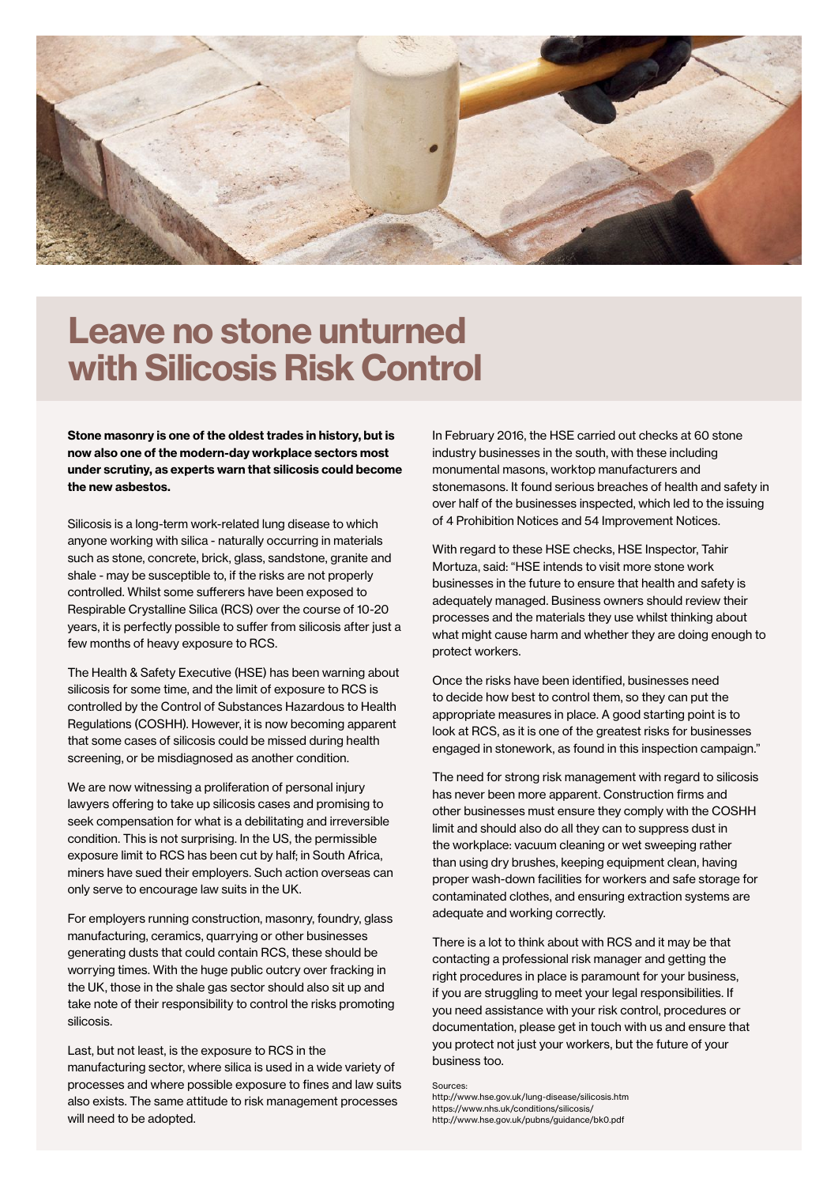# Leave no stone unturned with Silicosis Risk Control

**Stone masonry is one of the oldest trades in history, but is now also one of the modern-day workplace sectors most under scrutiny, as experts warn that silicosis could become the new asbestos.**

Silicosis is a long-term work-related lung disease to which anyone working with silica - naturally occurring in materials such as stone, concrete, brick, glass, sandstone, granite and shale - may be susceptible to, if the risks are not properly controlled. Whilst some sufferers have been exposed to Respirable Crystalline Silica (RCS) over the course of 10-20 years, it is perfectly possible to suffer from silicosis after just a few months of heavy exposure to RCS.

The Health & Safety Executive (HSE) has been warning about silicosis for some time, and the limit of exposure to RCS is controlled by the Control of Substances Hazardous to Health Regulations (COSHH). However, it is now becoming apparent that some cases of silicosis could be missed during health screening, or be misdiagnosed as another condition.

We are now witnessing a proliferation of personal injury lawyers offering to take up silicosis cases and promising to seek compensation for what is a debilitating and irreversible condition. This is not surprising. In the US, the permissible exposure limit to RCS has been cut by half; in South Africa, miners have sued their employers. Such action overseas can only serve to encourage law suits in the UK.

For employers running construction, masonry, foundry, glass manufacturing, ceramics, quarrying or other businesses generating dusts that could contain RCS, these should be worrying times. With the huge public outcry over fracking in the UK, those in the shale gas sector should also sit up and take note of their responsibility to control the risks promoting silicosis.

Last, but not least, is the exposure to RCS in the manufacturing sector, where silica is used in a wide variety of processes and where possible exposure to fines and law suits also exists. The same attitude to risk management processes will need to be adopted.

In February 2016, the HSE carried out checks at 60 stone industry businesses in the south, with these including monumental masons, worktop manufacturers and stonemasons. It found serious breaches of health and safety in over half of the businesses inspected, which led to the issuing of 4 Prohibition Notices and 54 Improvement Notices.

With regard to these HSE checks, HSE Inspector, Tahir Mortuza, said: "HSE intends to visit more stone work businesses in the future to ensure that health and safety is adequately managed. Business owners should review their processes and the materials they use whilst thinking about what might cause harm and whether they are doing enough to protect workers.

Once the risks have been identified, businesses need to decide how best to control them, so they can put the appropriate measures in place. A good starting point is to look at RCS, as it is one of the greatest risks for businesses engaged in stonework, as found in this inspection campaign."

The need for strong risk management with regard to silicosis has never been more apparent. Construction firms and other businesses must ensure they comply with the COSHH limit and should also do all they can to suppress dust in the workplace: vacuum cleaning or wet sweeping rather than using dry brushes, keeping equipment clean, having proper wash-down facilities for workers and safe storage for contaminated clothes, and ensuring extraction systems are adequate and working correctly.

There is a lot to think about with RCS and it may be that contacting a professional risk manager and getting the right procedures in place is paramount for your business, if you are struggling to meet your legal responsibilities. If you need assistance with your risk control, procedures or documentation, please get in touch with us and ensure that you protect not just your workers, but the future of your business too.

Sources:
http://www.hse.gov.uk/lung-disease/silicosis.htm
https://www.nhs.uk/conditions/silicosis/
http://www.hse.gov.uk/pubns/guidance/bk0.pdf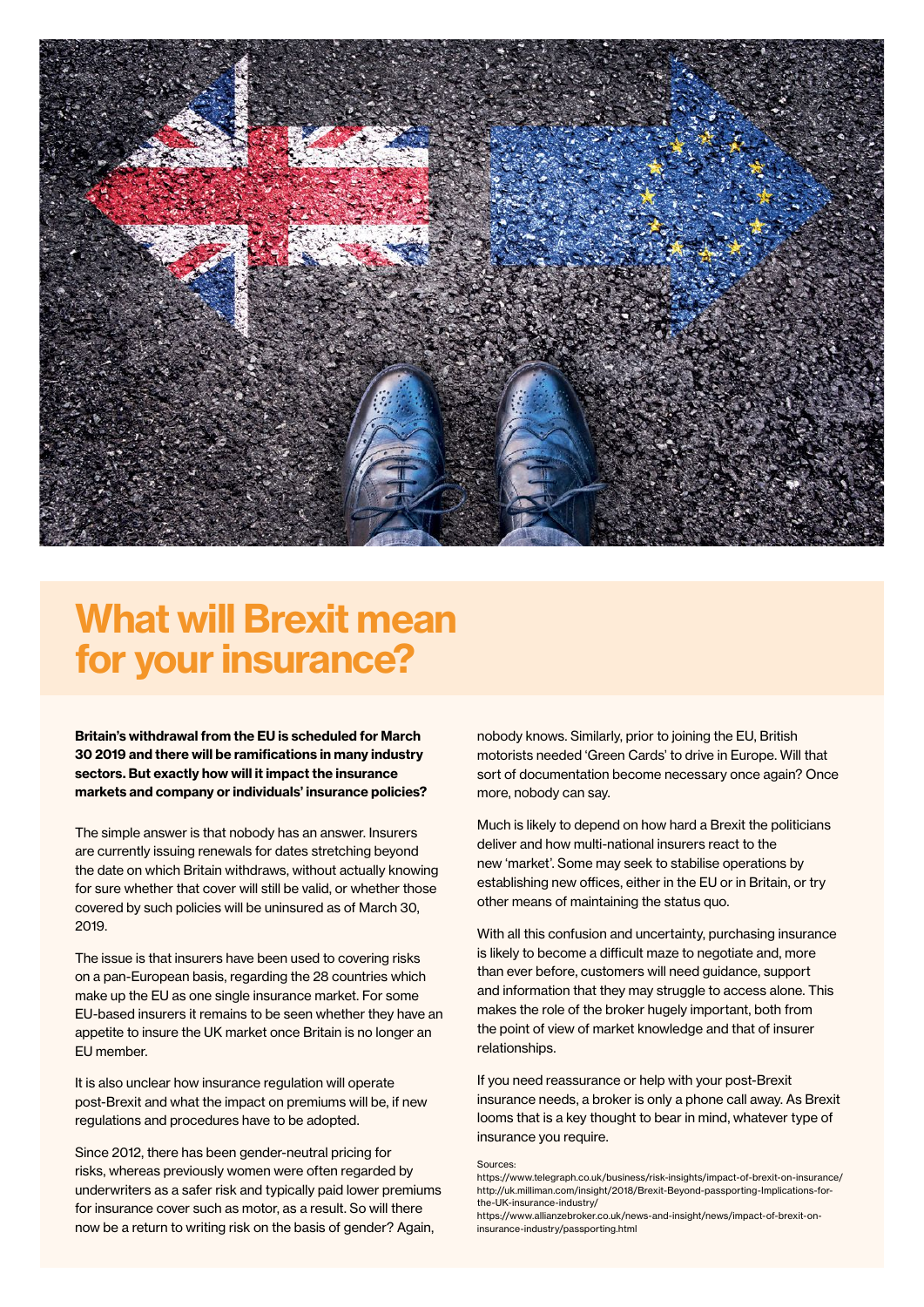# What will Brexit mean for your insurance?

**Britain's withdrawal from the EU is scheduled for March 30 2019 and there will be ramifications in many industry sectors. But exactly how will it impact the insurance markets and company or individuals' insurance policies?**

The simple answer is that nobody has an answer. Insurers are currently issuing renewals for dates stretching beyond the date on which Britain withdraws, without actually knowing for sure whether that cover will still be valid, or whether those covered by such policies will be uninsured as of March 30, 2019.

The issue is that insurers have been used to covering risks on a pan-European basis, regarding the 28 countries which make up the EU as one single insurance market. For some EU-based insurers it remains to be seen whether they have an appetite to insure the UK market once Britain is no longer an EU member.

It is also unclear how insurance regulation will operate post-Brexit and what the impact on premiums will be, if new regulations and procedures have to be adopted.

Since 2012, there has been gender-neutral pricing for risks, whereas previously women were often regarded by underwriters as a safer risk and typically paid lower premiums for insurance cover such as motor, as a result. So will there now be a return to writing risk on the basis of gender? Again, nobody knows. Similarly, prior to joining the EU, British motorists needed 'Green Cards' to drive in Europe. Will that sort of documentation become necessary once again? Once more, nobody can say.

Much is likely to depend on how hard a Brexit the politicians deliver and how multi-national insurers react to the new 'market'. Some may seek to stabilise operations by establishing new offices, either in the EU or in Britain, or try other means of maintaining the status quo.

With all this confusion and uncertainty, purchasing insurance is likely to become a difficult maze to negotiate and, more than ever before, customers will need guidance, support and information that they may struggle to access alone. This makes the role of the broker hugely important, both from the point of view of market knowledge and that of insurer relationships.

If you need reassurance or help with your post-Brexit insurance needs, a broker is only a phone call away. As Brexit looms that is a key thought to bear in mind, whatever type of insurance you require.

Sources:
https://www.telegraph.co.uk/business/risk-insights/impact-of-brexit-on-insurance/
http://uk.milliman.com/insight/2018/Brexit-Beyond-passporting-Implications-for-the-UK-insurance-industry/
https://www.allianzebroker.co.uk/news-and-insight/news/impact-of-brexit-on-insurance-industry/passporting.html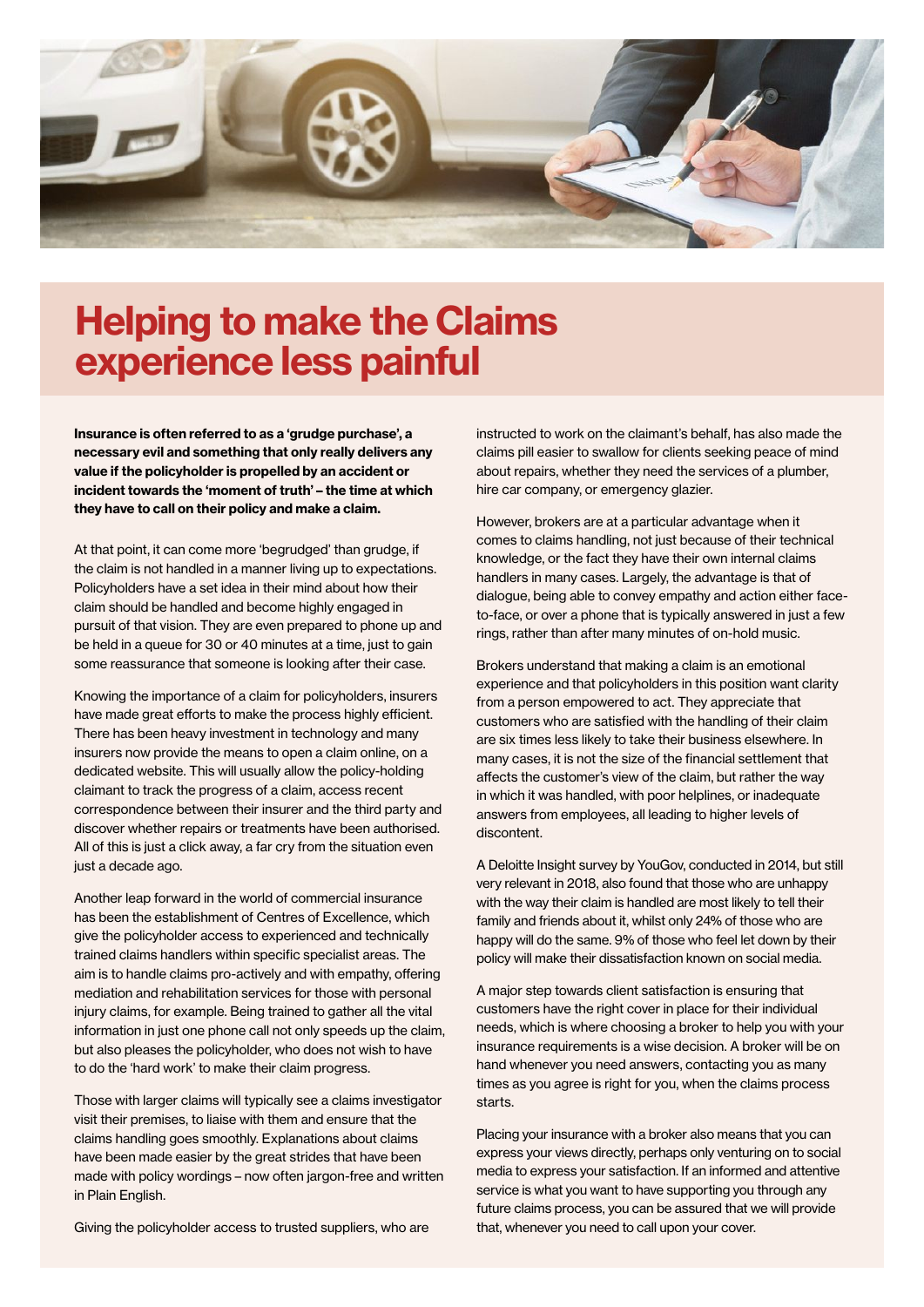# Helping to make the Claims experience less painful

**Insurance is often referred to as a 'grudge purchase', a necessary evil and something that only really delivers any value if the policyholder is propelled by an accident or incident towards the 'moment of truth' – the time at which they have to call on their policy and make a claim.**

At that point, it can come more 'begrudged' than grudge, if the claim is not handled in a manner living up to expectations. Policyholders have a set idea in their mind about how their claim should be handled and become highly engaged in pursuit of that vision. They are even prepared to phone up and be held in a queue for 30 or 40 minutes at a time, just to gain some reassurance that someone is looking after their case.

Knowing the importance of a claim for policyholders, insurers have made great efforts to make the process highly efficient. There has been heavy investment in technology and many insurers now provide the means to open a claim online, on a dedicated website. This will usually allow the policy-holding claimant to track the progress of a claim, access recent correspondence between their insurer and the third party and discover whether repairs or treatments have been authorised. All of this is just a click away, a far cry from the situation even just a decade ago.

Another leap forward in the world of commercial insurance has been the establishment of Centres of Excellence, which give the policyholder access to experienced and technically trained claims handlers within specific specialist areas. The aim is to handle claims pro-actively and with empathy, offering mediation and rehabilitation services for those with personal injury claims, for example. Being trained to gather all the vital information in just one phone call not only speeds up the claim, but also pleases the policyholder, who does not wish to have to do the 'hard work' to make their claim progress.

Those with larger claims will typically see a claims investigator visit their premises, to liaise with them and ensure that the claims handling goes smoothly. Explanations about claims have been made easier by the great strides that have been made with policy wordings – now often jargon-free and written in Plain English.

Giving the policyholder access to trusted suppliers, who are instructed to work on the claimant's behalf, has also made the claims pill easier to swallow for clients seeking peace of mind about repairs, whether they need the services of a plumber, hire car company, or emergency glazier.

However, brokers are at a particular advantage when it comes to claims handling, not just because of their technical knowledge, or the fact they have their own internal claims handlers in many cases. Largely, the advantage is that of dialogue, being able to convey empathy and action either face-to-face, or over a phone that is typically answered in just a few rings, rather than after many minutes of on-hold music.

Brokers understand that making a claim is an emotional experience and that policyholders in this position want clarity from a person empowered to act. They appreciate that customers who are satisfied with the handling of their claim are six times less likely to take their business elsewhere. In many cases, it is not the size of the financial settlement that affects the customer's view of the claim, but rather the way in which it was handled, with poor helplines, or inadequate answers from employees, all leading to higher levels of discontent.

A Deloitte Insight survey by YouGov, conducted in 2014, but still very relevant in 2018, also found that those who are unhappy with the way their claim is handled are most likely to tell their family and friends about it, whilst only 24% of those who are happy will do the same. 9% of those who feel let down by their policy will make their dissatisfaction known on social media.

A major step towards client satisfaction is ensuring that customers have the right cover in place for their individual needs, which is where choosing a broker to help you with your insurance requirements is a wise decision. A broker will be on hand whenever you need answers, contacting you as many times as you agree is right for you, when the claims process starts.

Placing your insurance with a broker also means that you can express your views directly, perhaps only venturing on to social media to express your satisfaction. If an informed and attentive service is what you want to have supporting you through any future claims process, you can be assured that we will provide that, whenever you need to call upon your cover.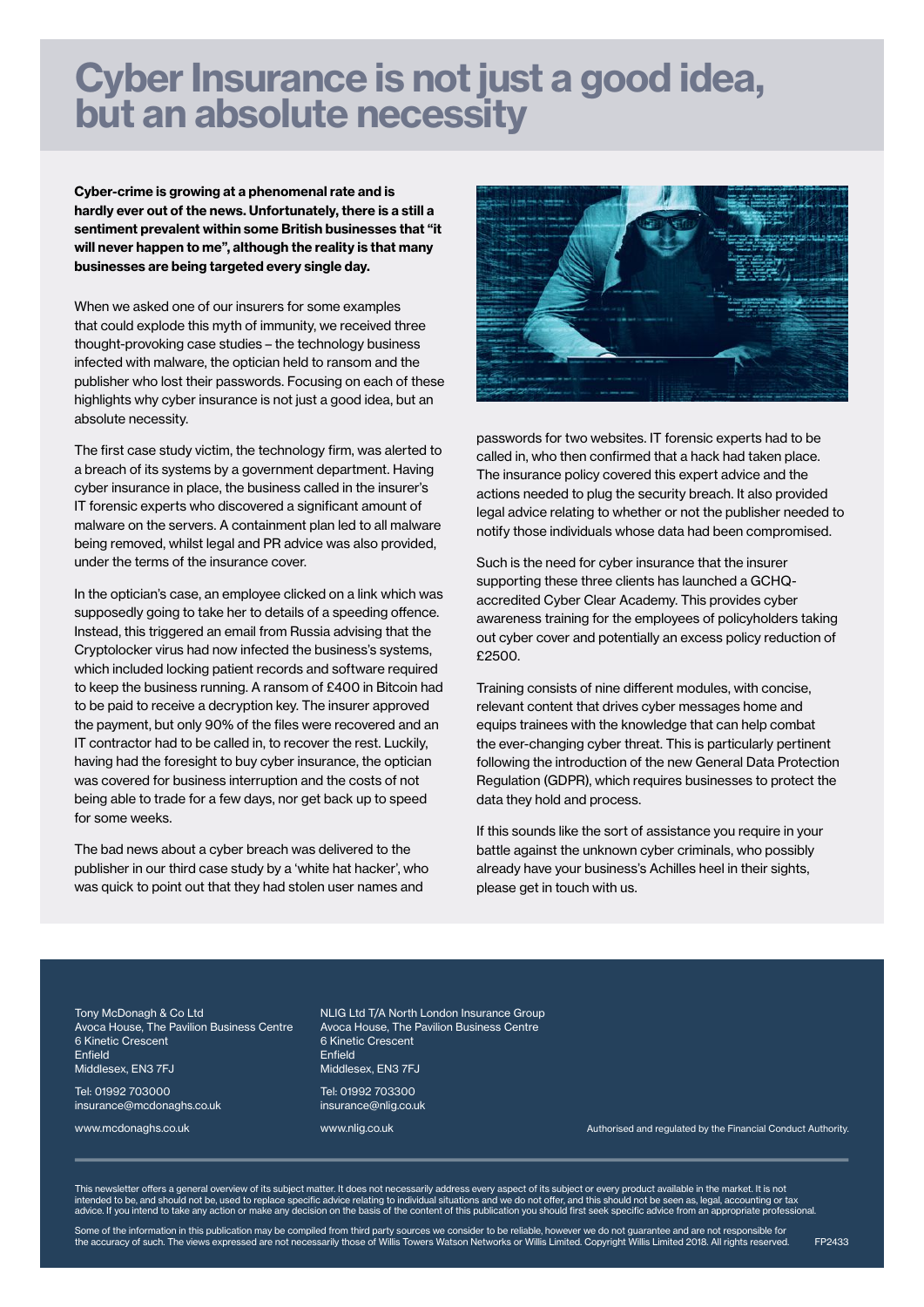# Cyber Insurance is not just a good idea, but an absolute necessity

**Cyber-crime is growing at a phenomenal rate and is hardly ever out of the news. Unfortunately, there is a still a sentiment prevalent within some British businesses that "it will never happen to me", although the reality is that many businesses are being targeted every single day.**

When we asked one of our insurers for some examples that could explode this myth of immunity, we received three thought-provoking case studies – the technology business infected with malware, the optician held to ransom and the publisher who lost their passwords. Focusing on each of these highlights why cyber insurance is not just a good idea, but an absolute necessity.

The first case study victim, the technology firm, was alerted to a breach of its systems by a government department. Having cyber insurance in place, the business called in the insurer's IT forensic experts who discovered a significant amount of malware on the servers. A containment plan led to all malware being removed, whilst legal and PR advice was also provided, under the terms of the insurance cover.

In the optician's case, an employee clicked on a link which was supposedly going to take her to details of a speeding offence. Instead, this triggered an email from Russia advising that the Cryptolocker virus had now infected the business's systems, which included locking patient records and software required to keep the business running. A ransom of £400 in Bitcoin had to be paid to receive a decryption key. The insurer approved the payment, but only 90% of the files were recovered and an IT contractor had to be called in, to recover the rest. Luckily, having had the foresight to buy cyber insurance, the optician was covered for business interruption and the costs of not being able to trade for a few days, nor get back up to speed for some weeks.

The bad news about a cyber breach was delivered to the publisher in our third case study by a 'white hat hacker', who was quick to point out that they had stolen user names and passwords for two websites. IT forensic experts had to be called in, who then confirmed that a hack had taken place. The insurance policy covered this expert advice and the actions needed to plug the security breach. It also provided legal advice relating to whether or not the publisher needed to notify those individuals whose data had been compromised.

Such is the need for cyber insurance that the insurer supporting these three clients has launched a GCHQ-accredited Cyber Clear Academy. This provides cyber awareness training for the employees of policyholders taking out cyber cover and potentially an excess policy reduction of £2500.

Training consists of nine different modules, with concise, relevant content that drives cyber messages home and equips trainees with the knowledge that can help combat the ever-changing cyber threat. This is particularly pertinent following the introduction of the new General Data Protection Regulation (GDPR), which requires businesses to protect the data they hold and process.

If this sounds like the sort of assistance you require in your battle against the unknown cyber criminals, who possibly already have your business's Achilles heel in their sights, please get in touch with us.

Tony McDonagh & Co Ltd
Avoca House, The Pavilion Business Centre
6 Kinetic Crescent
Enfield
Middlesex, EN3 7FJ

Tel: 01992 703000
insurance@mcdonaghs.co.uk

www.mcdonaghs.co.uk

NLIG Ltd T/A North London Insurance Group
Avoca House, The Pavilion Business Centre
6 Kinetic Crescent
Enfield
Middlesex, EN3 7FJ

Tel: 01992 703300
insurance@nlig.co.uk

www.nlig.co.uk

Authorised and regulated by the Financial Conduct Authority.

This newsletter offers a general overview of its subject matter. It does not necessarily address every aspect of its subject or every product available in the market. It is not intended to be, and should not be, used to replace specific advice relating to individual situations and we do not offer, and this should not be seen as, legal, accounting or tax advice. If you intend to take any action or make any decision on the basis of the content of this publication you should first seek specific advice from an appropriate professional.

Some of the information in this publication may be compiled from third party sources we consider to be reliable, however we do not guarantee and are not responsible for the accuracy of such. The views expressed are not necessarily those of Willis Towers Watson Networks or Willis Limited. Copyright Willis Limited 2018. All rights reserved. FP2433